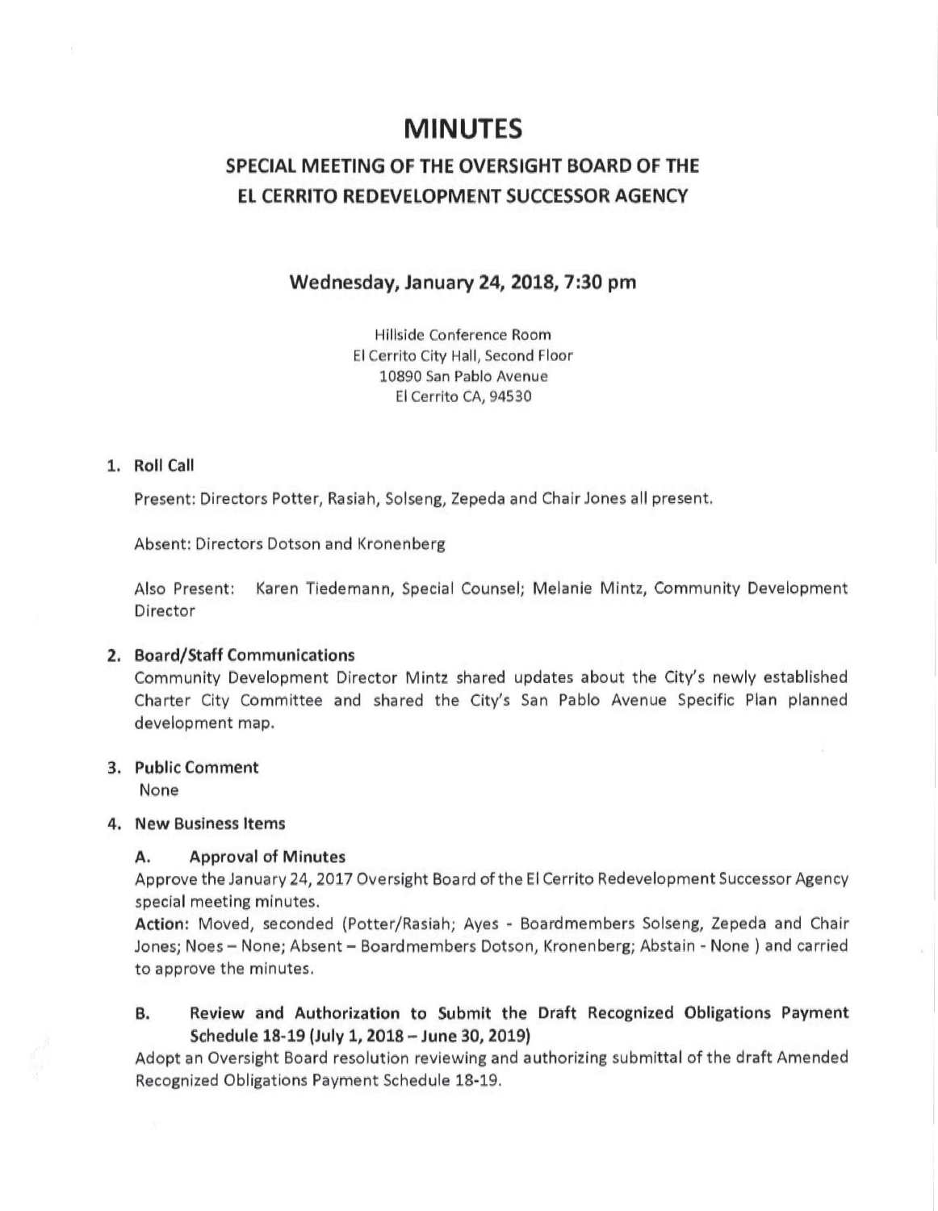# MINUTES

## SPECIAL MEETING OF THE OVERSIGHT BOARD OF THE EL CERRITO REDEVELOPMENT SUCCESSOR AGENCY

### Wednesday, January 24, 2018, 7:30 pm

Hillside Conference Room
El Cerrito City Hall, Second Floor
10890 San Pablo Avenue
El Cerrito CA, 94530

1. **Roll Call**

   Present: Directors Potter, Rasiah, Solseng, Zepeda and Chair Jones all present.

   Absent: Directors Dotson and Kronenberg

   Also Present: Karen Tiedemann, Special Counsel; Melanie Mintz, Community Development Director

2. **Board/Staff Communications**

   Community Development Director Mintz shared updates about the City's newly established Charter City Committee and shared the City's San Pablo Avenue Specific Plan planned development map.

3. **Public Comment**

   None

4. **New Business Items**

   **A. Approval of Minutes**

   Approve the January 24, 2017 Oversight Board of the El Cerrito Redevelopment Successor Agency special meeting minutes.

   **Action:** Moved, seconded (Potter/Rasiah; Ayes - Boardmembers Solseng, Zepeda and Chair Jones; Noes – None; Absent – Boardmembers Dotson, Kronenberg; Abstain - None ) and carried to approve the minutes.

   **B. Review and Authorization to Submit the Draft Recognized Obligations Payment Schedule 18-19 (July 1, 2018 – June 30, 2019)**

   Adopt an Oversight Board resolution reviewing and authorizing submittal of the draft Amended Recognized Obligations Payment Schedule 18-19.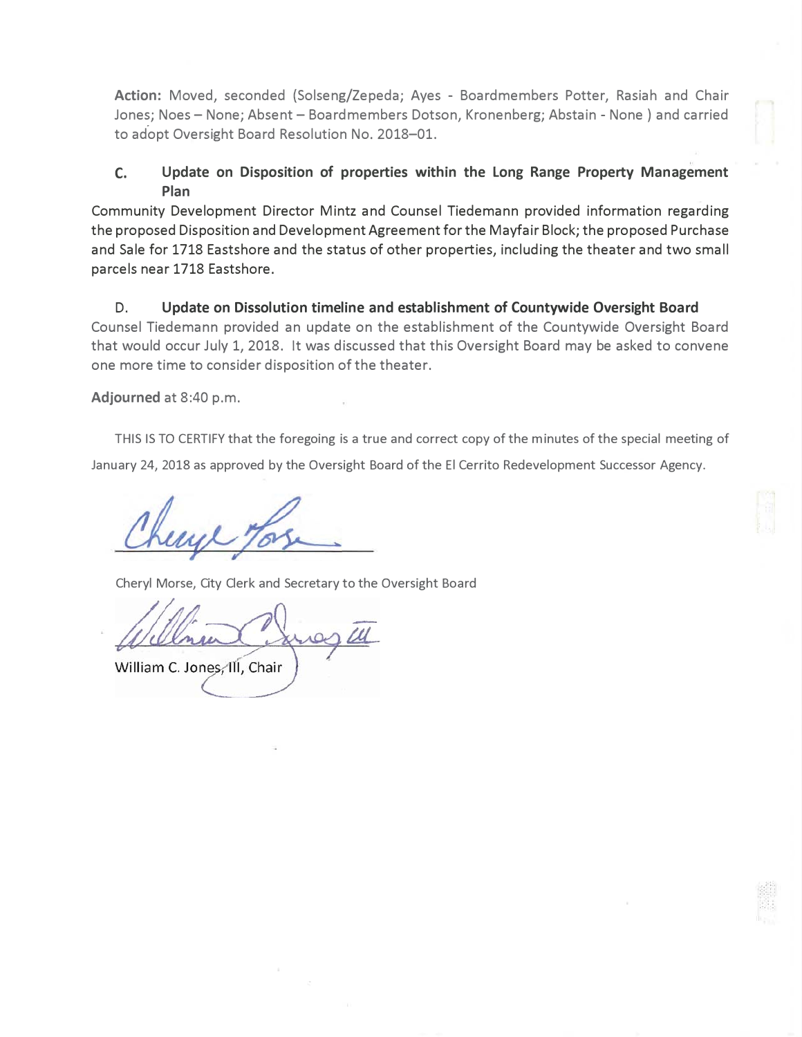**Action:** Moved, seconded (Solseng/Zepeda; Ayes - Boardmembers Potter, Rasiah and Chair Jones; Noes – None; Absent – Boardmembers Dotson, Kronenberg; Abstain - None ) and carried to adopt Oversight Board Resolution No. 2018–01.

### C. Update on Disposition of properties within the Long Range Property Management Plan

Community Development Director Mintz and Counsel Tiedemann provided information regarding the proposed Disposition and Development Agreement for the Mayfair Block; the proposed Purchase and Sale for 1718 Eastshore and the status of other properties, including the theater and two small parcels near 1718 Eastshore.

### D. Update on Dissolution timeline and establishment of Countywide Oversight Board

Counsel Tiedemann provided an update on the establishment of the Countywide Oversight Board that would occur July 1, 2018. It was discussed that this Oversight Board may be asked to convene one more time to consider disposition of the theater.

**Adjourned** at 8:40 p.m.

THIS IS TO CERTIFY that the foregoing is a true and correct copy of the minutes of the special meeting of January 24, 2018 as approved by the Oversight Board of the El Cerrito Redevelopment Successor Agency.

Cheryl Morse, City Clerk and Secretary to the Oversight Board

William C. Jones, III, Chair